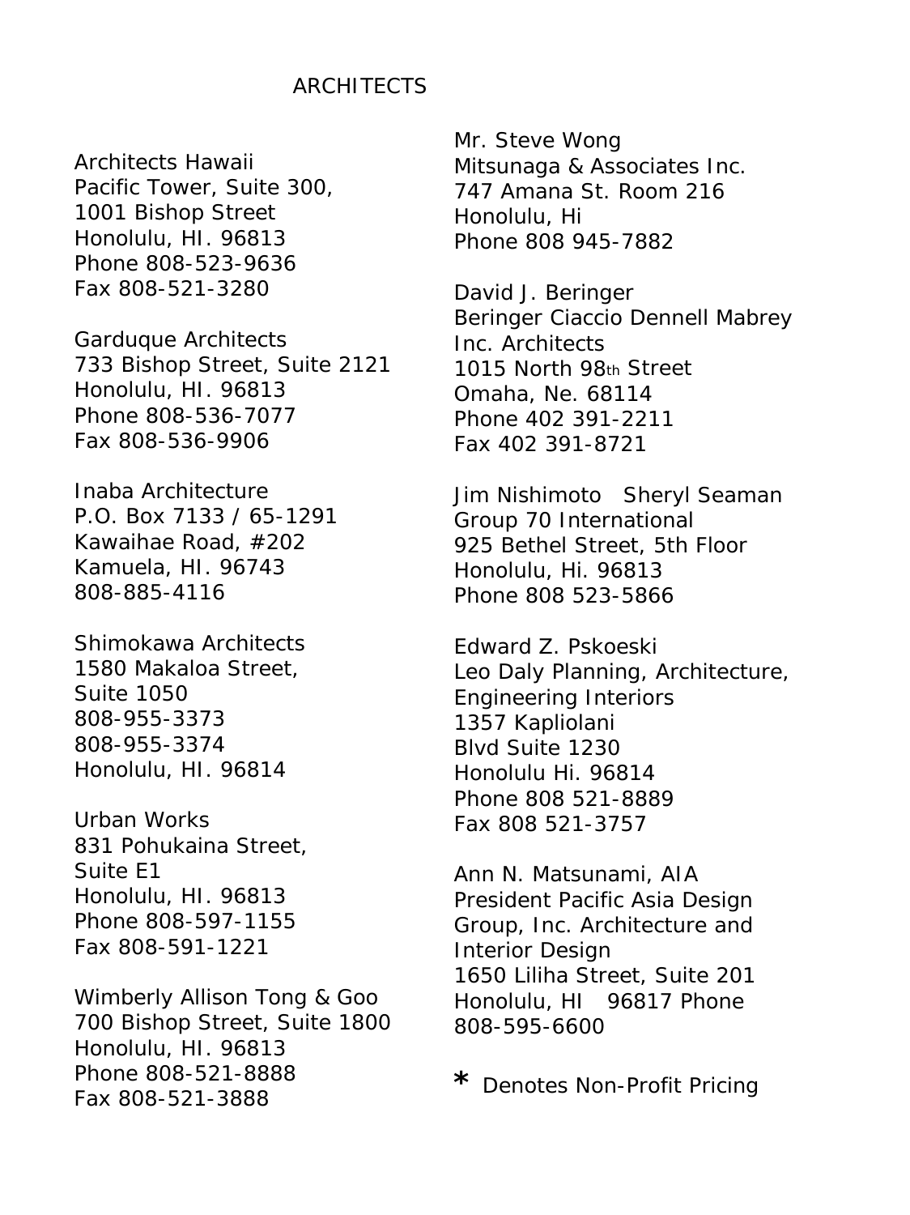# ARCHITECTS

Architects Hawaii
Pacific Tower, Suite 300,
1001 Bishop Street
Honolulu, HI. 96813
Phone 808-523-9636
Fax 808-521-3280

Garduque Architects
733 Bishop Street, Suite 2121
Honolulu, HI. 96813
Phone 808-536-7077
Fax 808-536-9906

Inaba Architecture
P.O. Box 7133 / 65-1291
Kawaihae Road, #202
Kamuela, HI. 96743
808-885-4116

Shimokawa Architects
1580 Makaloa Street,
Suite 1050
808-955-3373
808-955-3374
Honolulu, HI. 96814

Urban Works
831 Pohukaina Street,
Suite E1
Honolulu, HI. 96813
Phone 808-597-1155
Fax 808-591-1221

Wimberly Allison Tong & Goo
700 Bishop Street, Suite 1800
Honolulu, HI. 96813
Phone 808-521-8888
Fax 808-521-3888

Mr. Steve Wong
Mitsunaga & Associates Inc.
747 Amana St. Room 216
Honolulu, Hi
Phone 808 945-7882

David J. Beringer
Beringer Ciaccio Dennell Mabrey
Inc. Architects
1015 North 98th Street
Omaha, Ne. 68114
Phone 402 391-2211
Fax 402 391-8721

Jim Nishimoto Sheryl Seaman
Group 70 International
925 Bethel Street, 5th Floor
Honolulu, Hi. 96813
Phone 808 523-5866

Edward Z. Pskoeski
Leo Daly Planning, Architecture,
Engineering Interiors
1357 Kapliolani
Blvd Suite 1230
Honolulu Hi. 96814
Phone 808 521-8889
Fax 808 521-3757

Ann N. Matsunami, AIA
President Pacific Asia Design
Group, Inc. Architecture and
Interior Design
1650 Liliha Street, Suite 201
Honolulu, HI 96817 Phone
808-595-6600

* Denotes Non-Profit Pricing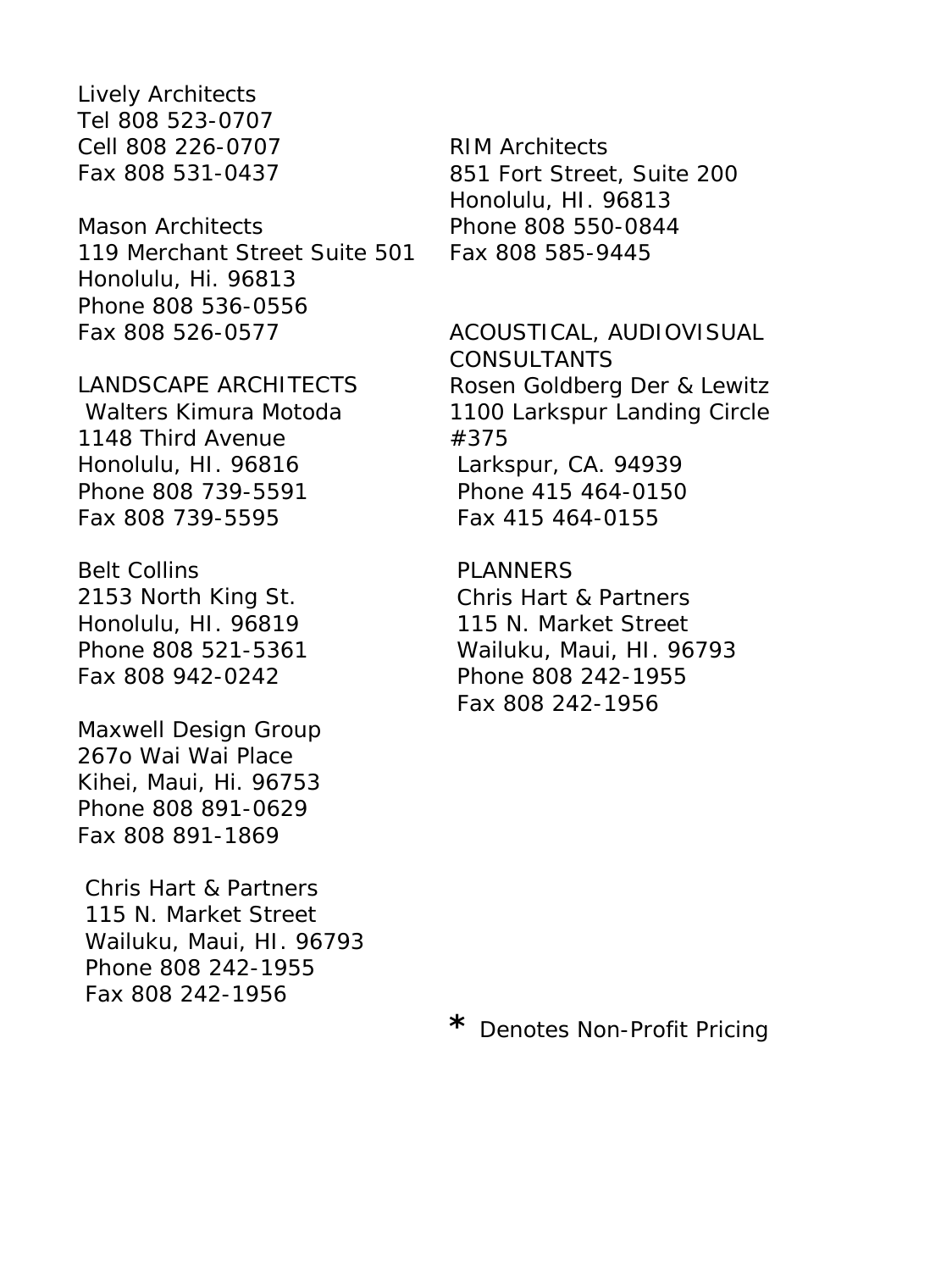Lively Architects
Tel 808 523-0707
Cell 808 226-0707
Fax 808 531-0437

Mason Architects
119 Merchant Street Suite 501
Honolulu, Hi. 96813
Phone 808 536-0556
Fax 808 526-0577

LANDSCAPE ARCHITECTS

Walters Kimura Motoda
1148 Third Avenue
Honolulu, HI. 96816
Phone 808 739-5591
Fax 808 739-5595

Belt Collins
2153 North King St.
Honolulu, HI. 96819
Phone 808 521-5361
Fax 808 942-0242

Maxwell Design Group
267o Wai Wai Place
Kihei, Maui, Hi. 96753
Phone 808 891-0629
Fax 808 891-1869

Chris Hart & Partners
115 N. Market Street
Wailuku, Maui, HI. 96793
Phone 808 242-1955
Fax 808 242-1956

RIM Architects
851 Fort Street, Suite 200
Honolulu, HI. 96813
Phone 808 550-0844
Fax 808 585-9445

ACOUSTICAL, AUDIOVISUAL CONSULTANTS

Rosen Goldberg Der & Lewitz
1100 Larkspur Landing Circle #375
Larkspur, CA. 94939
Phone 415 464-0150
Fax 415 464-0155

PLANNERS

Chris Hart & Partners
115 N. Market Street
Wailuku, Maui, HI. 96793
Phone 808 242-1955
Fax 808 242-1956

* Denotes Non-Profit Pricing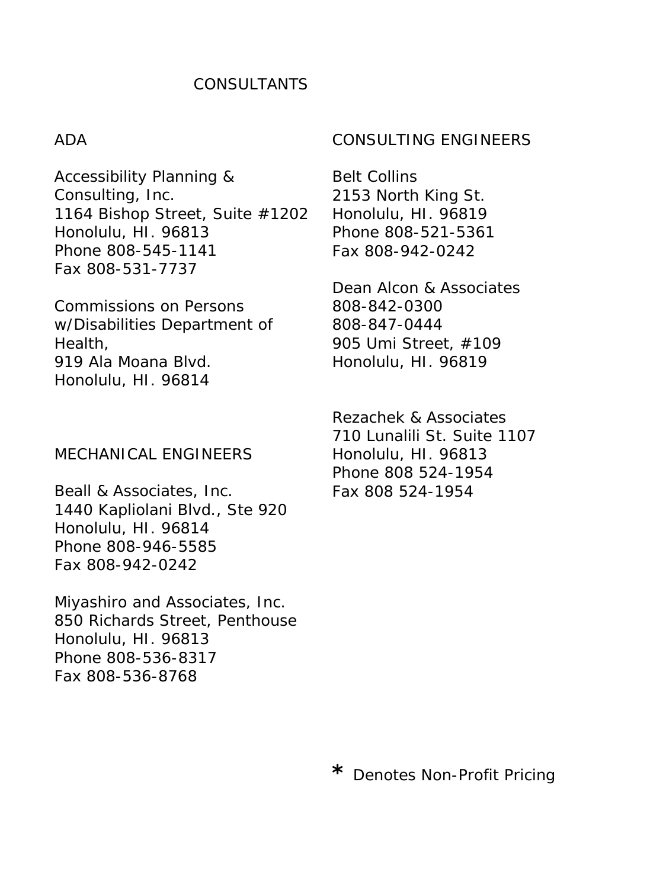# CONSULTANTS

## ADA

Accessibility Planning &
Consulting, Inc.
1164 Bishop Street, Suite #1202
Honolulu, HI. 96813
Phone 808-545-1141
Fax 808-531-7737

Commissions on Persons
w/Disabilities Department of
Health,
919 Ala Moana Blvd.
Honolulu, HI. 96814

## MECHANICAL ENGINEERS

Beall & Associates, Inc.
1440 Kapliolani Blvd., Ste 920
Honolulu, HI. 96814
Phone 808-946-5585
Fax 808-942-0242

Miyashiro and Associates, Inc.
850 Richards Street, Penthouse
Honolulu, HI. 96813
Phone 808-536-8317
Fax 808-536-8768

## CONSULTING ENGINEERS

Belt Collins
2153 North King St.
Honolulu, HI. 96819
Phone 808-521-5361
Fax 808-942-0242

Dean Alcon & Associates
808-842-0300
808-847-0444
905 Umi Street, #109
Honolulu, HI. 96819

Rezachek & Associates
710 Lunalili St. Suite 1107
Honolulu, HI. 96813
Phone 808 524-1954
Fax 808 524-1954

* Denotes Non-Profit Pricing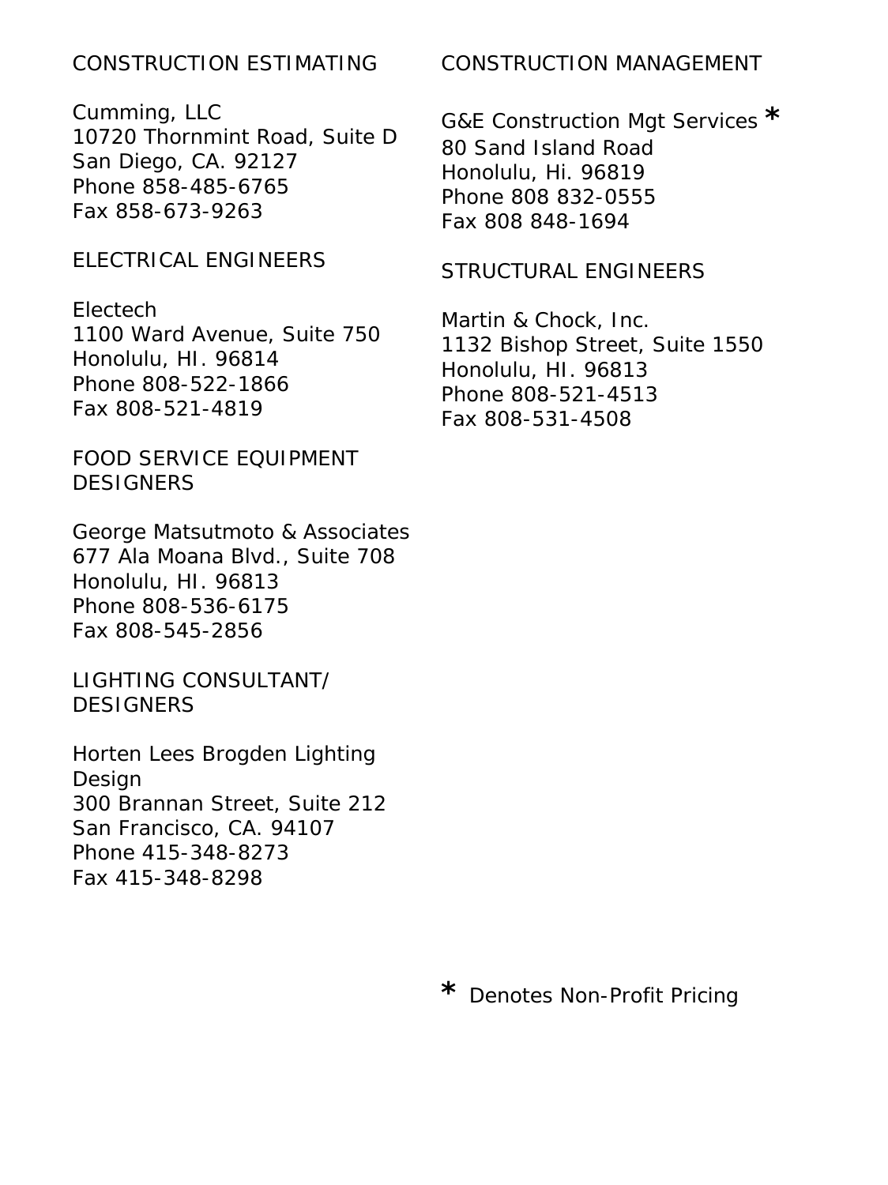## CONSTRUCTION ESTIMATING

Cumming, LLC
10720 Thornmint Road, Suite D
San Diego, CA. 92127
Phone 858-485-6765
Fax 858-673-9263

## ELECTRICAL ENGINEERS

Electech
1100 Ward Avenue, Suite 750
Honolulu, HI. 96814
Phone 808-522-1866
Fax 808-521-4819

## FOOD SERVICE EQUIPMENT DESIGNERS

George Matsutmoto & Associates
677 Ala Moana Blvd., Suite 708
Honolulu, HI. 96813
Phone 808-536-6175
Fax 808-545-2856

## LIGHTING CONSULTANT/ DESIGNERS

Horten Lees Brogden Lighting Design
300 Brannan Street, Suite 212
San Francisco, CA. 94107
Phone 415-348-8273
Fax 415-348-8298

## CONSTRUCTION MANAGEMENT

G&E Construction Mgt Services *
80 Sand Island Road
Honolulu, Hi. 96819
Phone 808 832-0555
Fax 808 848-1694

## STRUCTURAL ENGINEERS

Martin & Chock, Inc.
1132 Bishop Street, Suite 1550
Honolulu, HI. 96813
Phone 808-521-4513
Fax 808-531-4508

* Denotes Non-Profit Pricing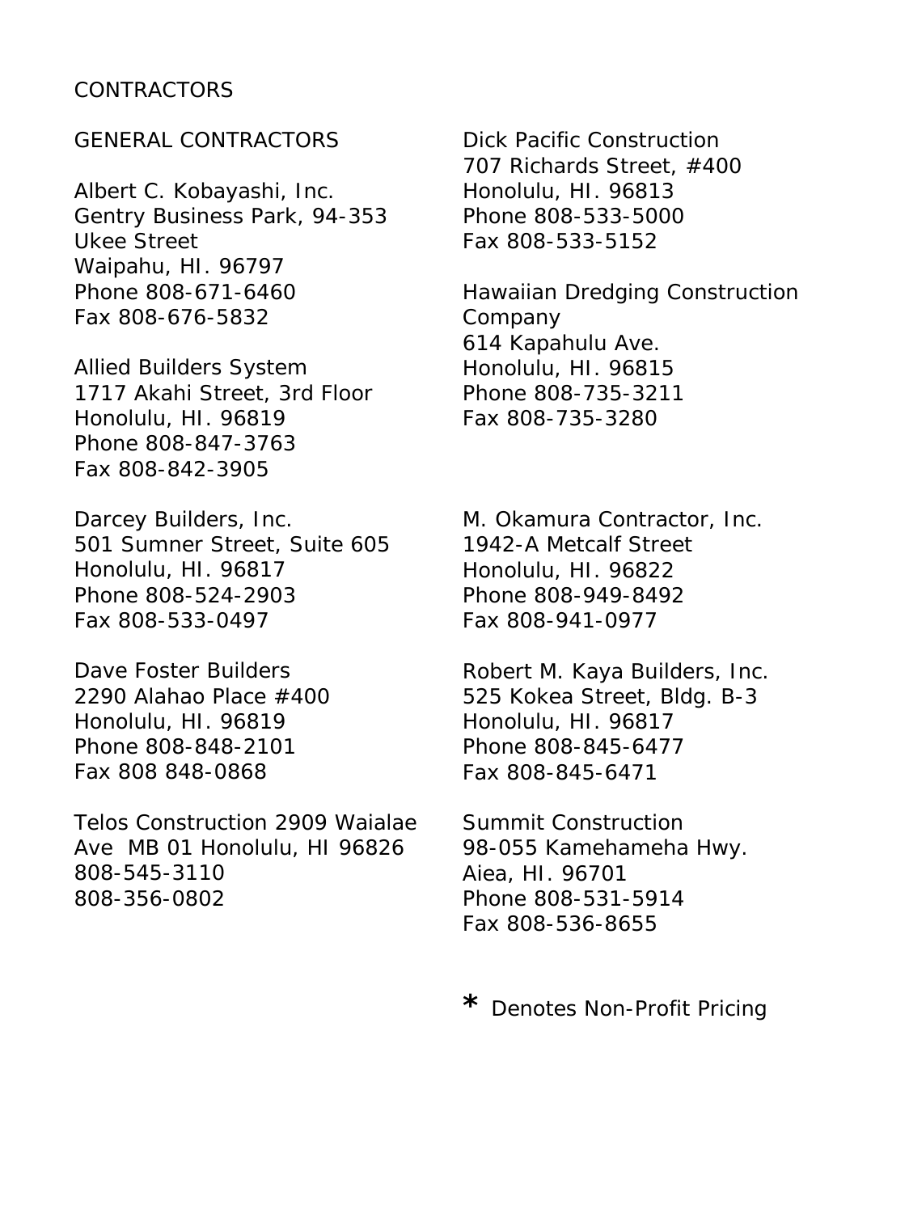# CONTRACTORS

## GENERAL CONTRACTORS

Albert C. Kobayashi, Inc.
Gentry Business Park, 94-353 Ukee Street
Waipahu, HI. 96797
Phone 808-671-6460
Fax 808-676-5832

Allied Builders System
1717 Akahi Street, 3rd Floor
Honolulu, HI. 96819
Phone 808-847-3763
Fax 808-842-3905

Darcey Builders, Inc.
501 Sumner Street, Suite 605
Honolulu, HI. 96817
Phone 808-524-2903
Fax 808-533-0497

Dave Foster Builders
2290 Alahao Place #400
Honolulu, HI. 96819
Phone 808-848-2101
Fax 808 848-0868

Telos Construction 2909 Waialae Ave MB 01 Honolulu, HI 96826
808-545-3110
808-356-0802

Dick Pacific Construction
707 Richards Street, #400
Honolulu, HI. 96813
Phone 808-533-5000
Fax 808-533-5152

Hawaiian Dredging Construction Company
614 Kapahulu Ave.
Honolulu, HI. 96815
Phone 808-735-3211
Fax 808-735-3280

M. Okamura Contractor, Inc.
1942-A Metcalf Street
Honolulu, HI. 96822
Phone 808-949-8492
Fax 808-941-0977

Robert M. Kaya Builders, Inc.
525 Kokea Street, Bldg. B-3
Honolulu, HI. 96817
Phone 808-845-6477
Fax 808-845-6471

Summit Construction
98-055 Kamehameha Hwy.
Aiea, HI. 96701
Phone 808-531-5914
Fax 808-536-8655

* Denotes Non-Profit Pricing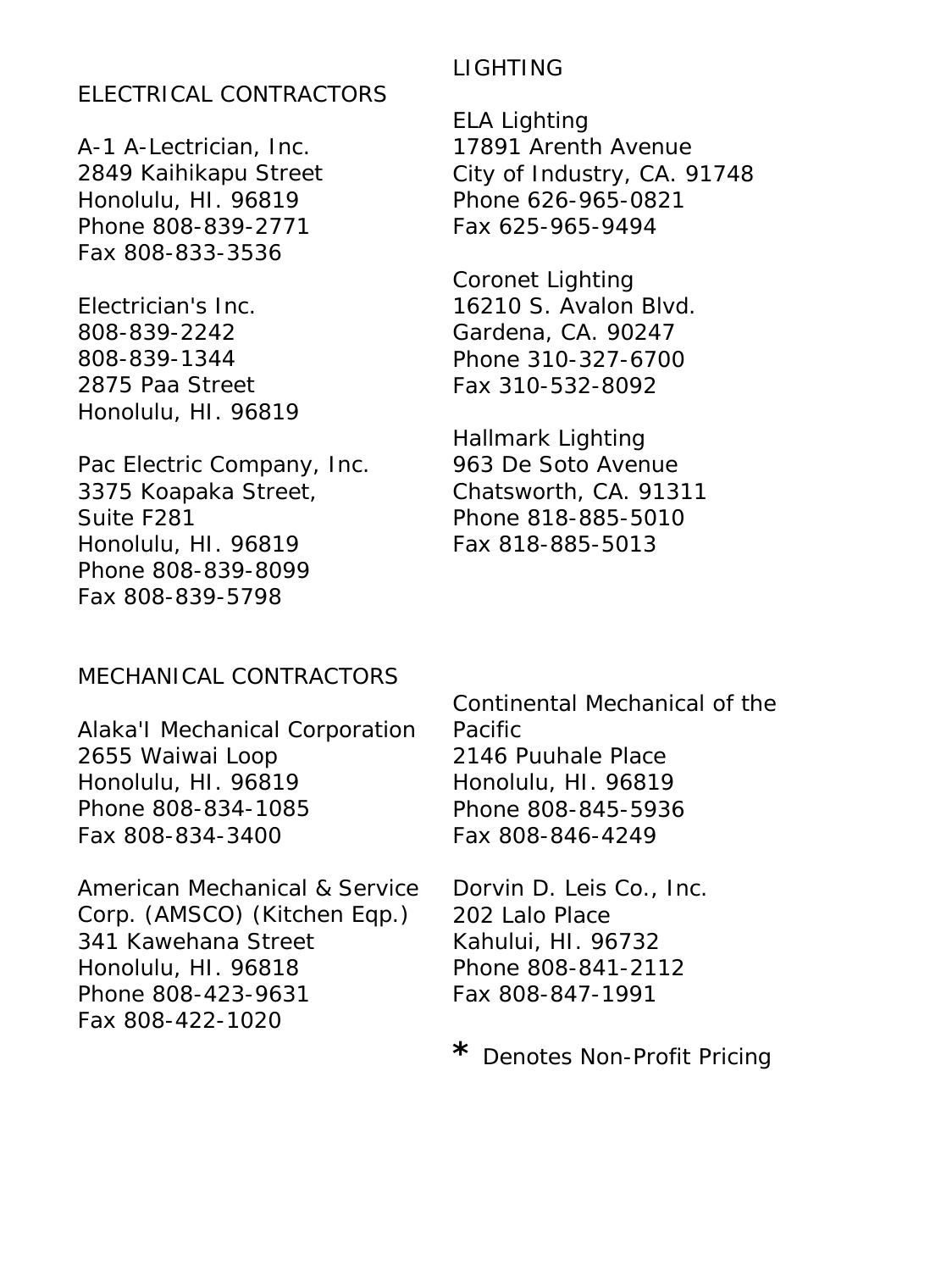## ELECTRICAL CONTRACTORS

A-1 A-Lectrician, Inc.
2849 Kaihikapu Street
Honolulu, HI. 96819
Phone 808-839-2771
Fax 808-833-3536

Electrician's Inc.
808-839-2242
808-839-1344
2875 Paa Street
Honolulu, HI. 96819

Pac Electric Company, Inc.
3375 Koapaka Street,
Suite F281
Honolulu, HI. 96819
Phone 808-839-8099
Fax 808-839-5798

## LIGHTING

ELA Lighting
17891 Arenth Avenue
City of Industry, CA. 91748
Phone 626-965-0821
Fax 625-965-9494

Coronet Lighting
16210 S. Avalon Blvd.
Gardena, CA. 90247
Phone 310-327-6700
Fax 310-532-8092

Hallmark Lighting
963 De Soto Avenue
Chatsworth, CA. 91311
Phone 818-885-5010
Fax 818-885-5013

## MECHANICAL CONTRACTORS

Alaka'I Mechanical Corporation
2655 Waiwai Loop
Honolulu, HI. 96819
Phone 808-834-1085
Fax 808-834-3400

American Mechanical & Service Corp. (AMSCO) (Kitchen Eqp.)
341 Kawehana Street
Honolulu, HI. 96818
Phone 808-423-9631
Fax 808-422-1020

Continental Mechanical of the Pacific
2146 Puuhale Place
Honolulu, HI. 96819
Phone 808-845-5936
Fax 808-846-4249

Dorvin D. Leis Co., Inc.
202 Lalo Place
Kahului, HI. 96732
Phone 808-841-2112
Fax 808-847-1991

* Denotes Non-Profit Pricing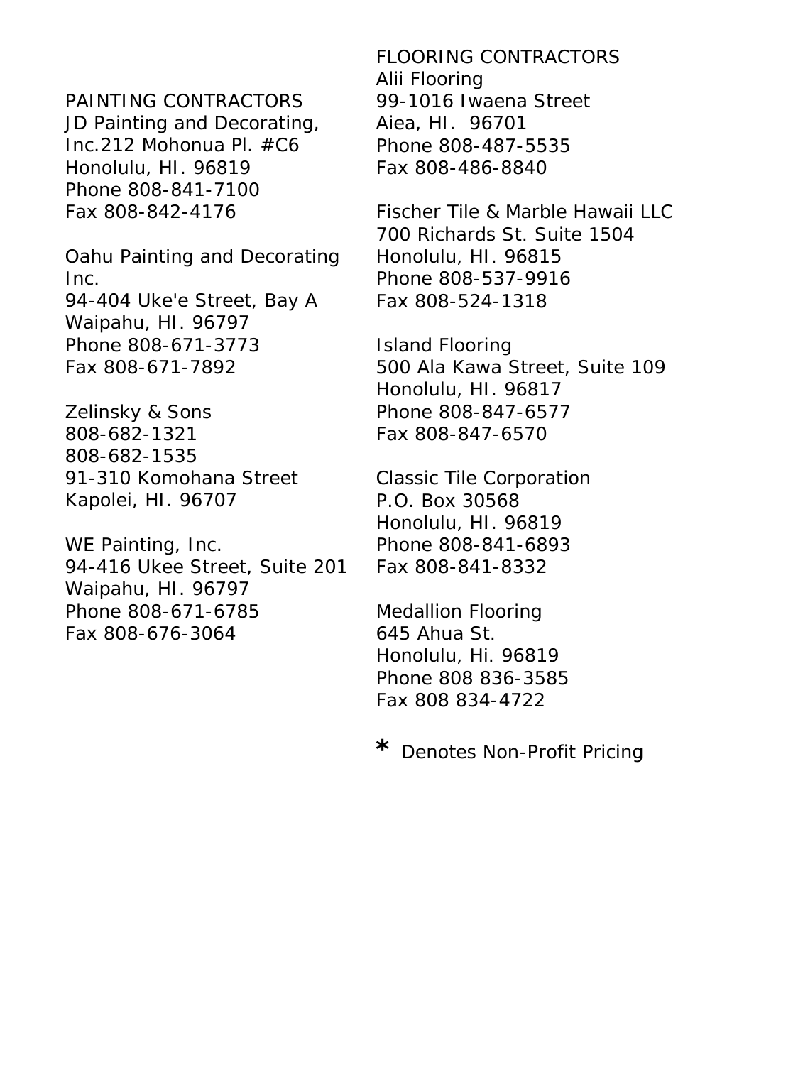## PAINTING CONTRACTORS

JD Painting and Decorating, Inc.212 Mohonua Pl. #C6
Honolulu, HI. 96819
Phone 808-841-7100
Fax 808-842-4176

Oahu Painting and Decorating Inc.
94-404 Uke'e Street, Bay A
Waipahu, HI. 96797
Phone 808-671-3773
Fax 808-671-7892

Zelinsky & Sons
808-682-1321
808-682-1535
91-310 Komohana Street
Kapolei, HI. 96707

WE Painting, Inc.
94-416 Ukee Street, Suite 201
Waipahu, HI. 96797
Phone 808-671-6785
Fax 808-676-3064

## FLOORING CONTRACTORS

Alii Flooring
99-1016 Iwaena Street
Aiea, HI. 96701
Phone 808-487-5535
Fax 808-486-8840

Fischer Tile & Marble Hawaii LLC
700 Richards St. Suite 1504
Honolulu, HI. 96815
Phone 808-537-9916
Fax 808-524-1318

Island Flooring
500 Ala Kawa Street, Suite 109
Honolulu, HI. 96817
Phone 808-847-6577
Fax 808-847-6570

Classic Tile Corporation
P.O. Box 30568
Honolulu, HI. 96819
Phone 808-841-6893
Fax 808-841-8332

Medallion Flooring
645 Ahua St.
Honolulu, Hi. 96819
Phone 808 836-3585
Fax 808 834-4722

* Denotes Non-Profit Pricing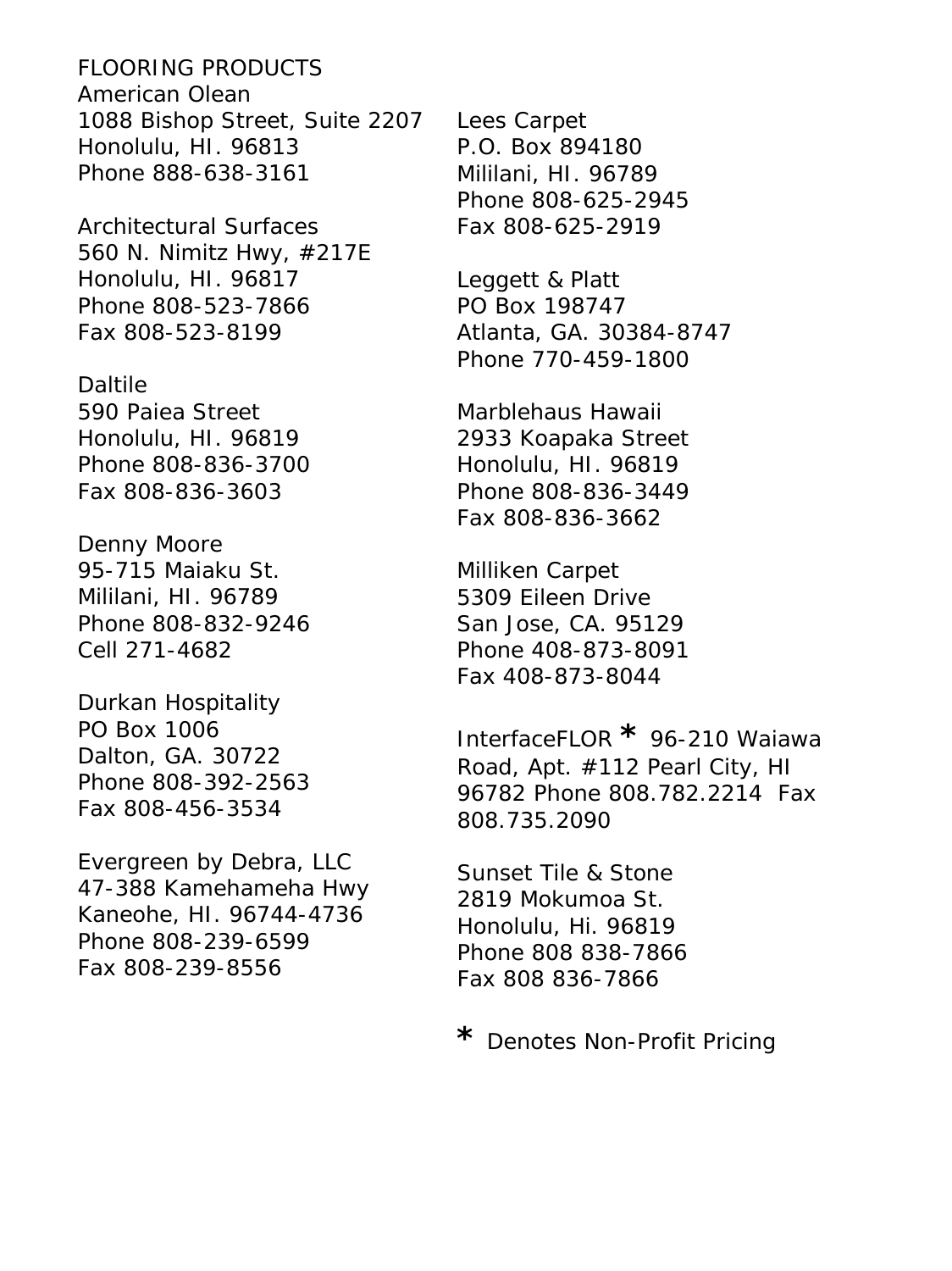FLOORING PRODUCTS

American Olean
1088 Bishop Street, Suite 2207
Honolulu, HI. 96813
Phone 888-638-3161

Architectural Surfaces
560 N. Nimitz Hwy, #217E
Honolulu, HI. 96817
Phone 808-523-7866
Fax 808-523-8199

Daltile
590 Paiea Street
Honolulu, HI. 96819
Phone 808-836-3700
Fax 808-836-3603

Denny Moore
95-715 Maiaku St.
Mililani, HI. 96789
Phone 808-832-9246
Cell 271-4682

Durkan Hospitality
PO Box 1006
Dalton, GA. 30722
Phone 808-392-2563
Fax 808-456-3534

Evergreen by Debra, LLC
47-388 Kamehameha Hwy
Kaneohe, HI. 96744-4736
Phone 808-239-6599
Fax 808-239-8556

Lees Carpet
P.O. Box 894180
Mililani, HI. 96789
Phone 808-625-2945
Fax 808-625-2919

Leggett & Platt
PO Box 198747
Atlanta, GA. 30384-8747
Phone 770-459-1800

Marblehaus Hawaii
2933 Koapaka Street
Honolulu, HI. 96819
Phone 808-836-3449
Fax 808-836-3662

Milliken Carpet
5309 Eileen Drive
San Jose, CA. 95129
Phone 408-873-8091
Fax 408-873-8044

InterfaceFLOR * 96-210 Waiawa Road, Apt. #112 Pearl City, HI 96782 Phone 808.782.2214 Fax 808.735.2090

Sunset Tile & Stone
2819 Mokumoa St.
Honolulu, Hi. 96819
Phone 808 838-7866
Fax 808 836-7866

* Denotes Non-Profit Pricing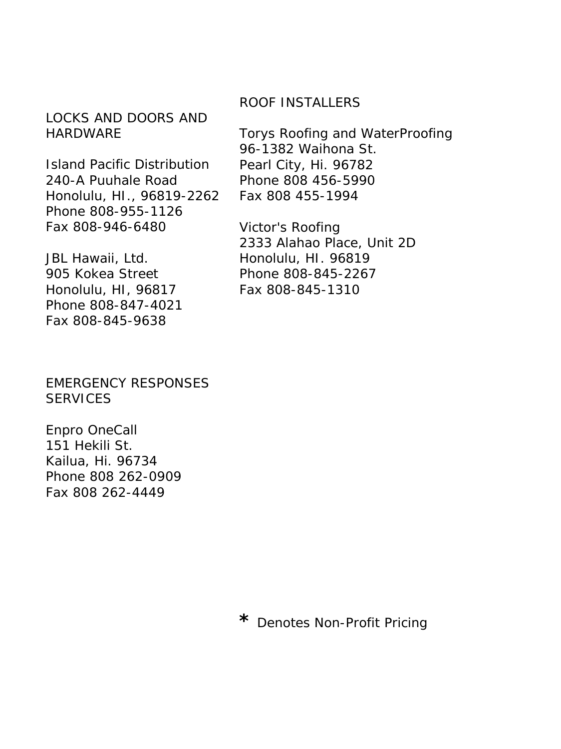## LOCKS AND DOORS AND HARDWARE

Island Pacific Distribution
240-A Puuhale Road
Honolulu, HI., 96819-2262
Phone 808-955-1126
Fax 808-946-6480

JBL Hawaii, Ltd.
905 Kokea Street
Honolulu, HI, 96817
Phone 808-847-4021
Fax 808-845-9638

## EMERGENCY RESPONSES SERVICES

Enpro OneCall
151 Hekili St.
Kailua, Hi. 96734
Phone 808 262-0909
Fax 808 262-4449

## ROOF INSTALLERS

Torys Roofing and WaterProofing
96-1382 Waihona St.
Pearl City, Hi. 96782
Phone 808 456-5990
Fax 808 455-1994

Victor's Roofing
2333 Alahao Place, Unit 2D
Honolulu, HI. 96819
Phone 808-845-2267
Fax 808-845-1310

* Denotes Non-Profit Pricing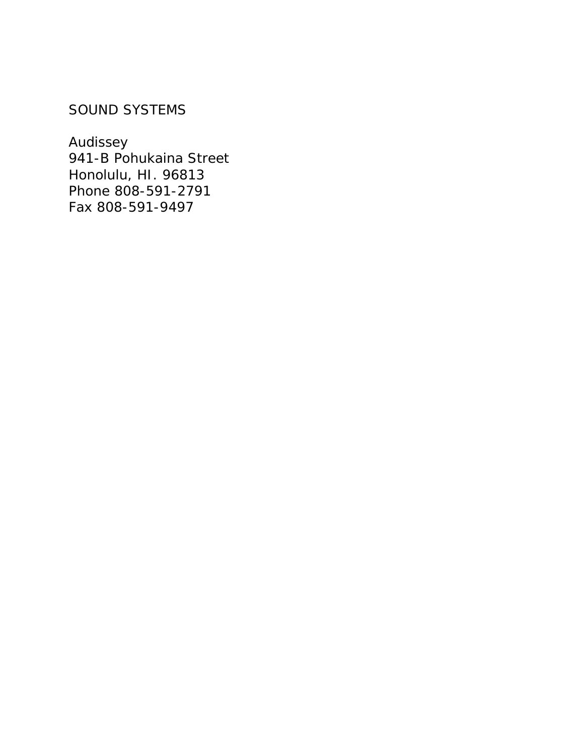SOUND SYSTEMS

Audissey
941-B Pohukaina Street
Honolulu, HI. 96813
Phone 808-591-2791
Fax 808-591-9497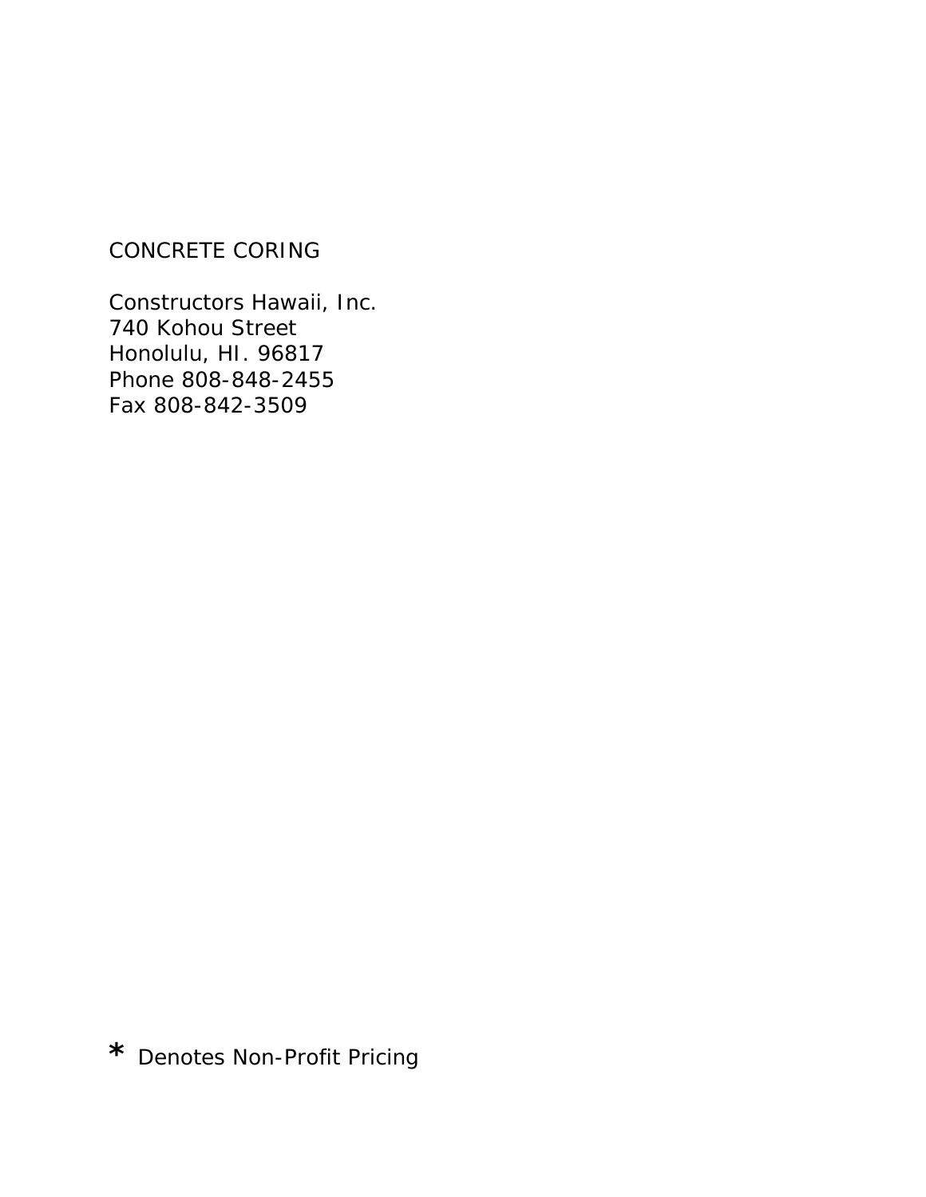CONCRETE CORING

Constructors Hawaii, Inc.
740 Kohou Street
Honolulu, HI. 96817
Phone 808-848-2455
Fax 808-842-3509

* Denotes Non-Profit Pricing